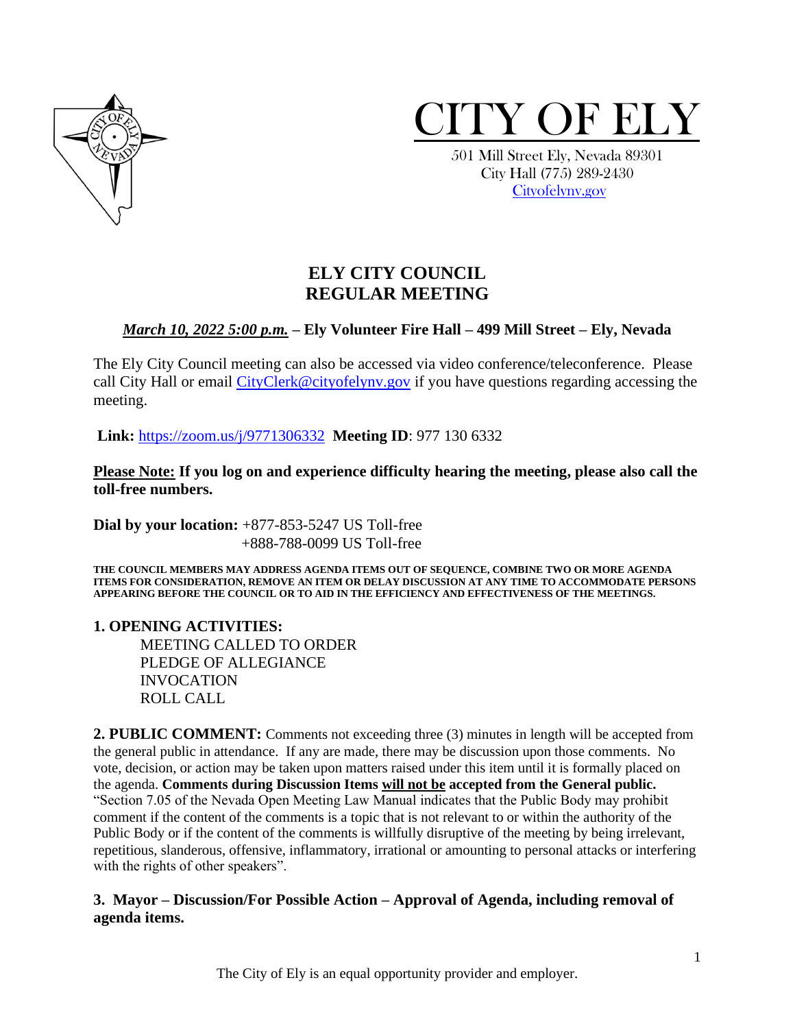# CITY OF ELY

501 Mill Street Ely, Nevada 89301
City Hall (775) 289-2430
Cityofelynv.gov

## ELY CITY COUNCIL
## REGULAR MEETING

***March 10, 2022 5:00 p.m.*** **– Ely Volunteer Fire Hall – 499 Mill Street – Ely, Nevada**

The Ely City Council meeting can also be accessed via video conference/teleconference. Please call City Hall or email CityClerk@cityofelynv.gov if you have questions regarding accessing the meeting.

**Link:** https://zoom.us/j/9771306332 **Meeting ID**: 977 130 6332

**Please Note: If you log on and experience difficulty hearing the meeting, please also call the toll-free numbers.**

**Dial by your location:** +877-853-5247 US Toll-free
+888-788-0099 US Toll-free

**THE COUNCIL MEMBERS MAY ADDRESS AGENDA ITEMS OUT OF SEQUENCE, COMBINE TWO OR MORE AGENDA ITEMS FOR CONSIDERATION, REMOVE AN ITEM OR DELAY DISCUSSION AT ANY TIME TO ACCOMMODATE PERSONS APPEARING BEFORE THE COUNCIL OR TO AID IN THE EFFICIENCY AND EFFECTIVENESS OF THE MEETINGS.**

**1. OPENING ACTIVITIES:**

MEETING CALLED TO ORDER
PLEDGE OF ALLEGIANCE
INVOCATION
ROLL CALL

**2. PUBLIC COMMENT:** Comments not exceeding three (3) minutes in length will be accepted from the general public in attendance. If any are made, there may be discussion upon those comments. No vote, decision, or action may be taken upon matters raised under this item until it is formally placed on the agenda. **Comments during Discussion Items will not be accepted from the General public.** "Section 7.05 of the Nevada Open Meeting Law Manual indicates that the Public Body may prohibit comment if the content of the comments is a topic that is not relevant to or within the authority of the Public Body or if the content of the comments is willfully disruptive of the meeting by being irrelevant, repetitious, slanderous, offensive, inflammatory, irrational or amounting to personal attacks or interfering with the rights of other speakers".

**3. Mayor – Discussion/For Possible Action – Approval of Agenda, including removal of agenda items.**

The City of Ely is an equal opportunity provider and employer.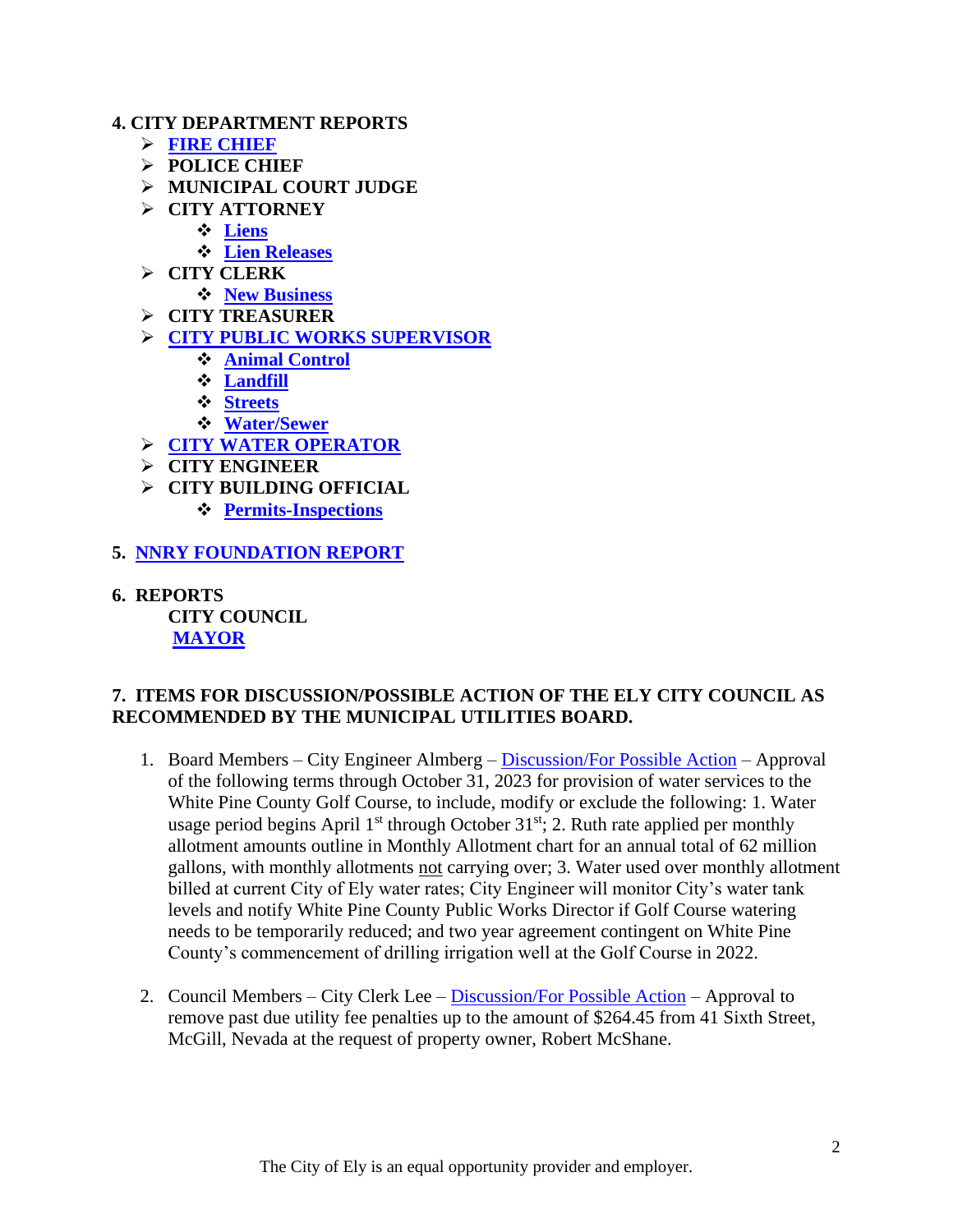**4. CITY DEPARTMENT REPORTS**

- **FIRE CHIEF**
- **POLICE CHIEF**
- **MUNICIPAL COURT JUDGE**
- **CITY ATTORNEY**
  - **Liens**
  - **Lien Releases**
- **CITY CLERK**
  - **New Business**
- **CITY TREASURER**
- **CITY PUBLIC WORKS SUPERVISOR**
  - **Animal Control**
  - **Landfill**
  - **Streets**
  - **Water/Sewer**
- **CITY WATER OPERATOR**
- **CITY ENGINEER**
- **CITY BUILDING OFFICIAL**
  - **Permits-Inspections**

**5. NNRY FOUNDATION REPORT**

**6. REPORTS**

**CITY COUNCIL**

**MAYOR**

**7. ITEMS FOR DISCUSSION/POSSIBLE ACTION OF THE ELY CITY COUNCIL AS RECOMMENDED BY THE MUNICIPAL UTILITIES BOARD.**

1. Board Members – City Engineer Almberg – Discussion/For Possible Action – Approval of the following terms through October 31, 2023 for provision of water services to the White Pine County Golf Course, to include, modify or exclude the following: 1. Water usage period begins April 1st through October 31st; 2. Ruth rate applied per monthly allotment amounts outline in Monthly Allotment chart for an annual total of 62 million gallons, with monthly allotments not carrying over; 3. Water used over monthly allotment billed at current City of Ely water rates; City Engineer will monitor City's water tank levels and notify White Pine County Public Works Director if Golf Course watering needs to be temporarily reduced; and two year agreement contingent on White Pine County's commencement of drilling irrigation well at the Golf Course in 2022.

2. Council Members – City Clerk Lee – Discussion/For Possible Action – Approval to remove past due utility fee penalties up to the amount of $264.45 from 41 Sixth Street, McGill, Nevada at the request of property owner, Robert McShane.

The City of Ely is an equal opportunity provider and employer.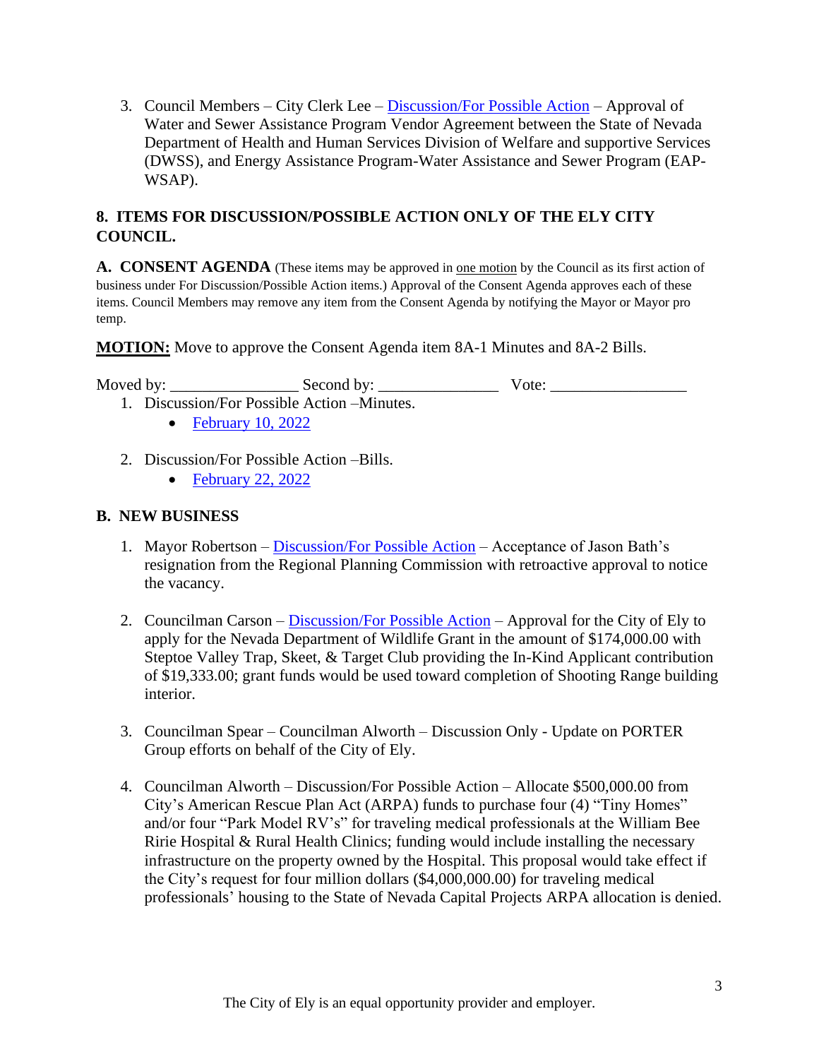3. Council Members – City Clerk Lee – Discussion/For Possible Action – Approval of Water and Sewer Assistance Program Vendor Agreement between the State of Nevada Department of Health and Human Services Division of Welfare and supportive Services (DWSS), and Energy Assistance Program-Water Assistance and Sewer Program (EAP-WSAP).

## 8. ITEMS FOR DISCUSSION/POSSIBLE ACTION ONLY OF THE ELY CITY COUNCIL.

**A. CONSENT AGENDA** (These items may be approved in one motion by the Council as its first action of business under For Discussion/Possible Action items.) Approval of the Consent Agenda approves each of these items. Council Members may remove any item from the Consent Agenda by notifying the Mayor or Mayor pro temp.

**MOTION:** Move to approve the Consent Agenda item 8A-1 Minutes and 8A-2 Bills.

Moved by: _______________ Second by: ______________ Vote: ________________

1. Discussion/For Possible Action –Minutes.
   - February 10, 2022

2. Discussion/For Possible Action –Bills.
   - February 22, 2022

**B. NEW BUSINESS**

1. Mayor Robertson – Discussion/For Possible Action – Acceptance of Jason Bath's resignation from the Regional Planning Commission with retroactive approval to notice the vacancy.

2. Councilman Carson – Discussion/For Possible Action – Approval for the City of Ely to apply for the Nevada Department of Wildlife Grant in the amount of $174,000.00 with Steptoe Valley Trap, Skeet, & Target Club providing the In-Kind Applicant contribution of $19,333.00; grant funds would be used toward completion of Shooting Range building interior.

3. Councilman Spear – Councilman Alworth – Discussion Only - Update on PORTER Group efforts on behalf of the City of Ely.

4. Councilman Alworth – Discussion/For Possible Action – Allocate $500,000.00 from City's American Rescue Plan Act (ARPA) funds to purchase four (4) "Tiny Homes" and/or four "Park Model RV's" for traveling medical professionals at the William Bee Ririe Hospital & Rural Health Clinics; funding would include installing the necessary infrastructure on the property owned by the Hospital. This proposal would take effect if the City's request for four million dollars ($4,000,000.00) for traveling medical professionals' housing to the State of Nevada Capital Projects ARPA allocation is denied.

The City of Ely is an equal opportunity provider and employer.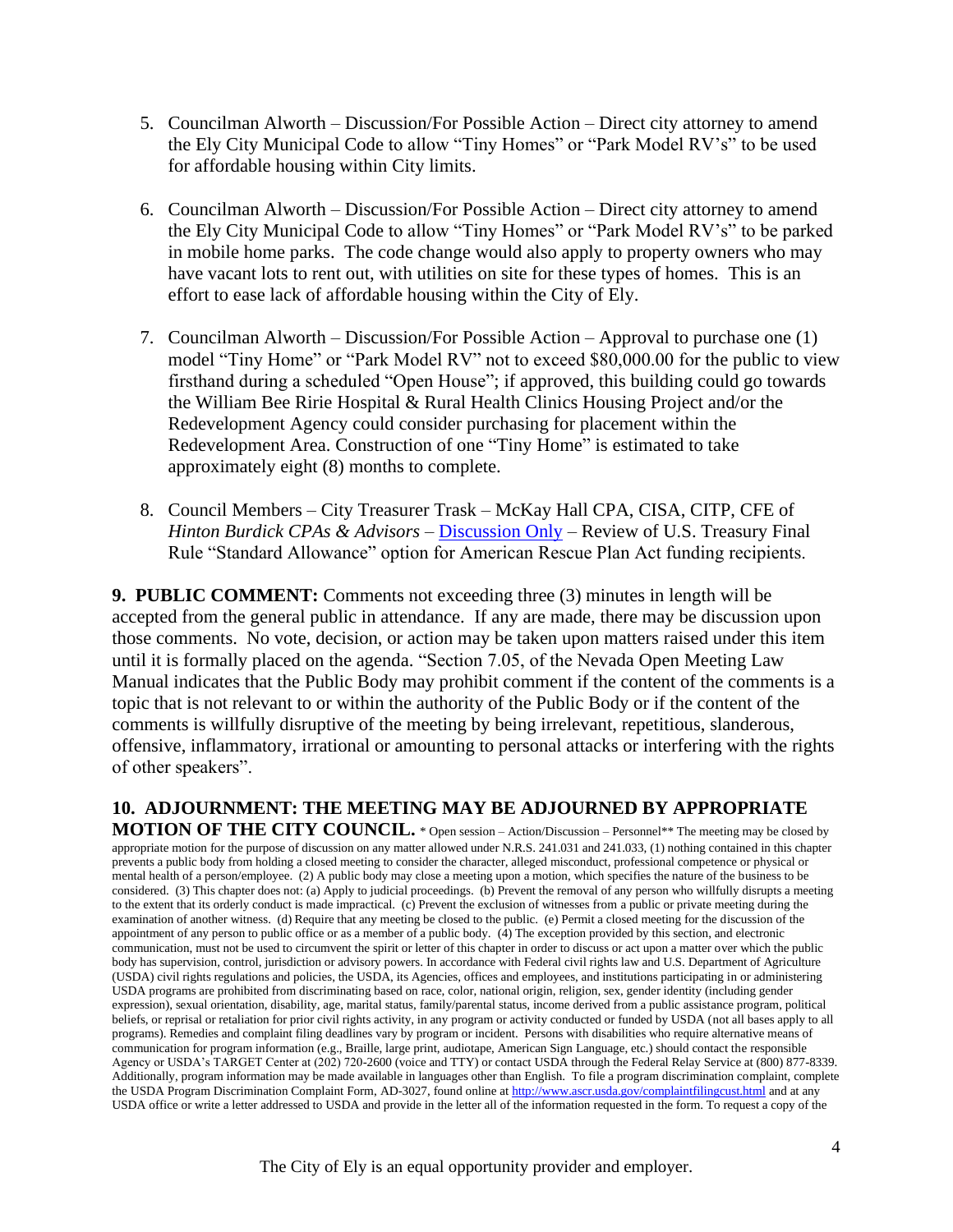5. Councilman Alworth – Discussion/For Possible Action – Direct city attorney to amend the Ely City Municipal Code to allow "Tiny Homes" or "Park Model RV's" to be used for affordable housing within City limits.

6. Councilman Alworth – Discussion/For Possible Action – Direct city attorney to amend the Ely City Municipal Code to allow "Tiny Homes" or "Park Model RV's" to be parked in mobile home parks. The code change would also apply to property owners who may have vacant lots to rent out, with utilities on site for these types of homes. This is an effort to ease lack of affordable housing within the City of Ely.

7. Councilman Alworth – Discussion/For Possible Action – Approval to purchase one (1) model "Tiny Home" or "Park Model RV" not to exceed $80,000.00 for the public to view firsthand during a scheduled "Open House"; if approved, this building could go towards the William Bee Ririe Hospital & Rural Health Clinics Housing Project and/or the Redevelopment Agency could consider purchasing for placement within the Redevelopment Area. Construction of one "Tiny Home" is estimated to take approximately eight (8) months to complete.

8. Council Members – City Treasurer Trask – McKay Hall CPA, CISA, CITP, CFE of *Hinton Burdick CPAs & Advisors* – Discussion Only – Review of U.S. Treasury Final Rule "Standard Allowance" option for American Rescue Plan Act funding recipients.

**9. PUBLIC COMMENT:** Comments not exceeding three (3) minutes in length will be accepted from the general public in attendance. If any are made, there may be discussion upon those comments. No vote, decision, or action may be taken upon matters raised under this item until it is formally placed on the agenda. "Section 7.05, of the Nevada Open Meeting Law Manual indicates that the Public Body may prohibit comment if the content of the comments is a topic that is not relevant to or within the authority of the Public Body or if the content of the comments is willfully disruptive of the meeting by being irrelevant, repetitious, slanderous, offensive, inflammatory, irrational or amounting to personal attacks or interfering with the rights of other speakers".

**10. ADJOURNMENT: THE MEETING MAY BE ADJOURNED BY APPROPRIATE MOTION OF THE CITY COUNCIL.** * Open session – Action/Discussion – Personnel** The meeting may be closed by appropriate motion for the purpose of discussion on any matter allowed under N.R.S. 241.031 and 241.033, (1) nothing contained in this chapter prevents a public body from holding a closed meeting to consider the character, alleged misconduct, professional competence or physical or mental health of a person/employee. (2) A public body may close a meeting upon a motion, which specifies the nature of the business to be considered. (3) This chapter does not: (a) Apply to judicial proceedings. (b) Prevent the removal of any person who willfully disrupts a meeting to the extent that its orderly conduct is made impractical. (c) Prevent the exclusion of witnesses from a public or private meeting during the examination of another witness. (d) Require that any meeting be closed to the public. (e) Permit a closed meeting for the discussion of the appointment of any person to public office or as a member of a public body. (4) The exception provided by this section, and electronic communication, must not be used to circumvent the spirit or letter of this chapter in order to discuss or act upon a matter over which the public body has supervision, control, jurisdiction or advisory powers. In accordance with Federal civil rights law and U.S. Department of Agriculture (USDA) civil rights regulations and policies, the USDA, its Agencies, offices and employees, and institutions participating in or administering USDA programs are prohibited from discriminating based on race, color, national origin, religion, sex, gender identity (including gender expression), sexual orientation, disability, age, marital status, family/parental status, income derived from a public assistance program, political beliefs, or reprisal or retaliation for prior civil rights activity, in any program or activity conducted or funded by USDA (not all bases apply to all programs). Remedies and complaint filing deadlines vary by program or incident. Persons with disabilities who require alternative means of communication for program information (e.g., Braille, large print, audiotape, American Sign Language, etc.) should contact the responsible Agency or USDA's TARGET Center at (202) 720-2600 (voice and TTY) or contact USDA through the Federal Relay Service at (800) 877-8339. Additionally, program information may be made available in languages other than English. To file a program discrimination complaint, complete the USDA Program Discrimination Complaint Form, AD-3027, found online at http://www.ascr.usda.gov/complaintfilingcust.html and at any USDA office or write a letter addressed to USDA and provide in the letter all of the information requested in the form. To request a copy of the

The City of Ely is an equal opportunity provider and employer.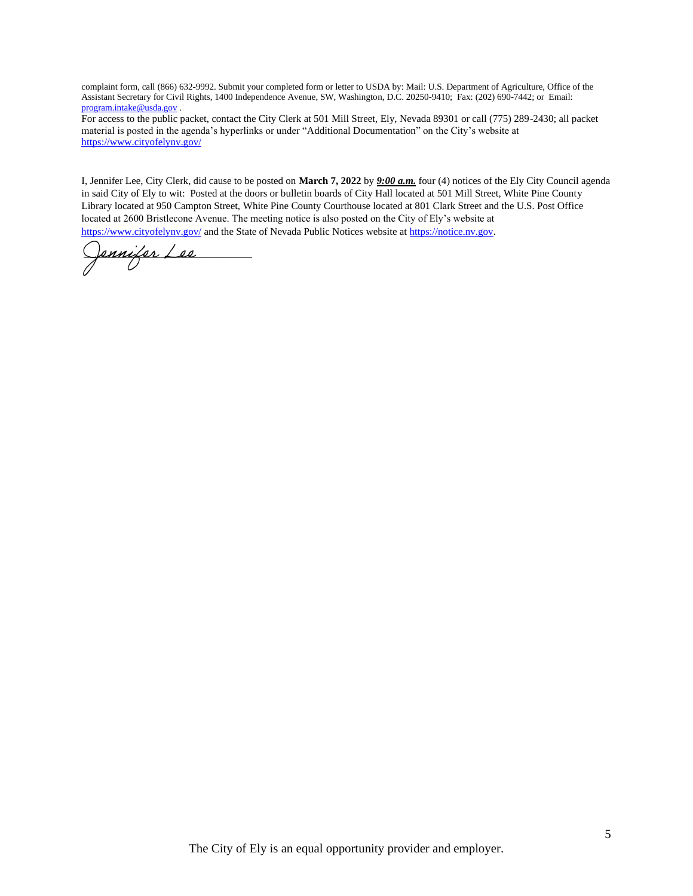complaint form, call (866) 632-9992. Submit your completed form or letter to USDA by: Mail: U.S. Department of Agriculture, Office of the Assistant Secretary for Civil Rights, 1400 Independence Avenue, SW, Washington, D.C. 20250-9410; Fax: (202) 690-7442; or Email: program.intake@usda.gov .

For access to the public packet, contact the City Clerk at 501 Mill Street, Ely, Nevada 89301 or call (775) 289-2430; all packet material is posted in the agenda's hyperlinks or under "Additional Documentation" on the City's website at https://www.cityofelynv.gov/

I, Jennifer Lee, City Clerk, did cause to be posted on **March 7, 2022** by ***9:00 a.m.*** four (4) notices of the Ely City Council agenda in said City of Ely to wit: Posted at the doors or bulletin boards of City Hall located at 501 Mill Street, White Pine County Library located at 950 Campton Street, White Pine County Courthouse located at 801 Clark Street and the U.S. Post Office located at 2600 Bristlecone Avenue. The meeting notice is also posted on the City of Ely's website at https://www.cityofelynv.gov/ and the State of Nevada Public Notices website at https://notice.nv.gov.

Jennifer Lee

The City of Ely is an equal opportunity provider and employer.